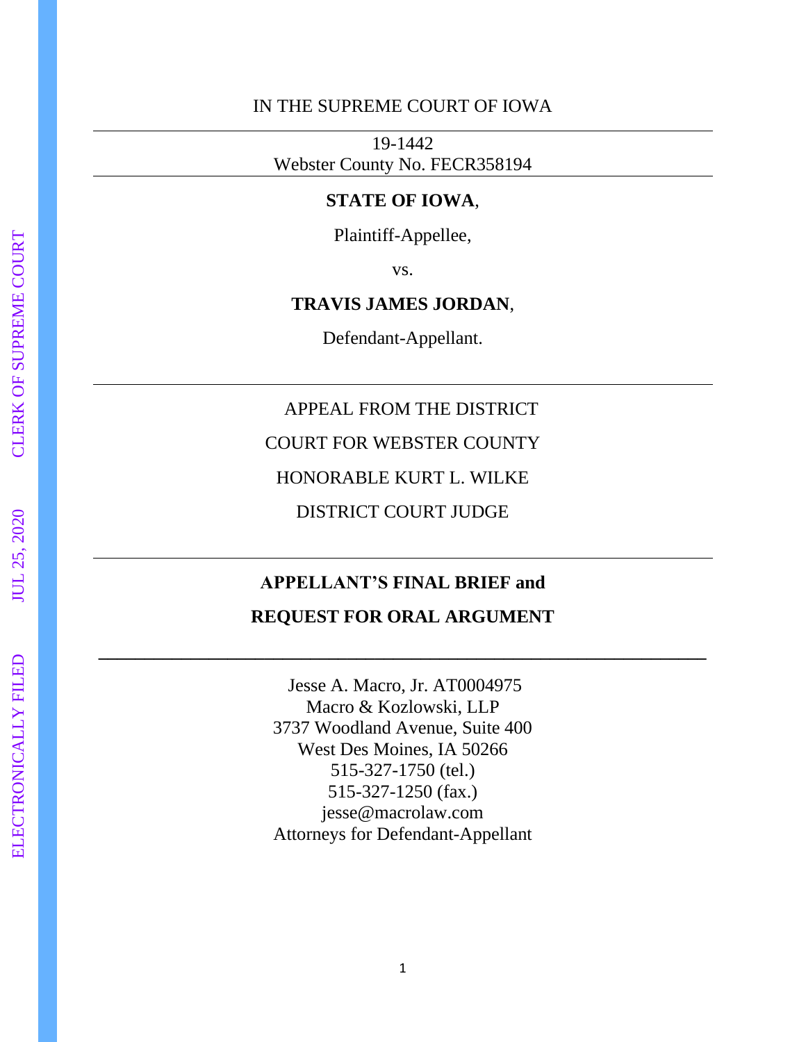IN THE SUPREME COURT OF IOWA

---

19-1442
Webster County No. FECR358194

---

**STATE OF IOWA**,

Plaintiff-Appellee,

vs.

**TRAVIS JAMES JORDAN**,

Defendant-Appellant.

---

APPEAL FROM THE DISTRICT

COURT FOR WEBSTER COUNTY

HONORABLE KURT L. WILKE

DISTRICT COURT JUDGE

---

**APPELLANT'S FINAL BRIEF and**

**REQUEST FOR ORAL ARGUMENT**

---

Jesse A. Macro, Jr. AT0004975
Macro & Kozlowski, LLP
3737 Woodland Avenue, Suite 400
West Des Moines, IA 50266
515-327-1750 (tel.)
515-327-1250 (fax.)
jesse@macrolaw.com
Attorneys for Defendant-Appellant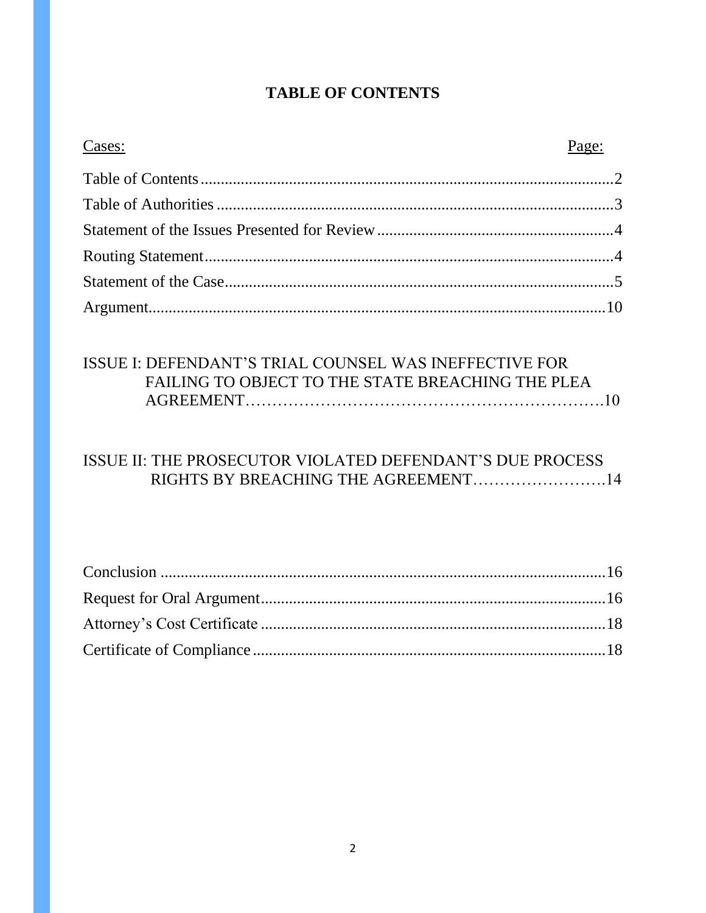## TABLE OF CONTENTS

| Cases: | Page: |
|---|---|
| Table of Contents | 2 |
| Table of Authorities | 3 |
| Statement of the Issues Presented for Review | 4 |
| Routing Statement | 4 |
| Statement of the Case | 5 |
| Argument | 10 |
| ISSUE I: DEFENDANT'S TRIAL COUNSEL WAS INEFFECTIVE FOR FAILING TO OBJECT TO THE STATE BREACHING THE PLEA AGREEMENT | 10 |
| ISSUE II: THE PROSECUTOR VIOLATED DEFENDANT'S DUE PROCESS RIGHTS BY BREACHING THE AGREEMENT | 14 |
| Conclusion | 16 |
| Request for Oral Argument | 16 |
| Attorney's Cost Certificate | 18 |
| Certificate of Compliance | 18 |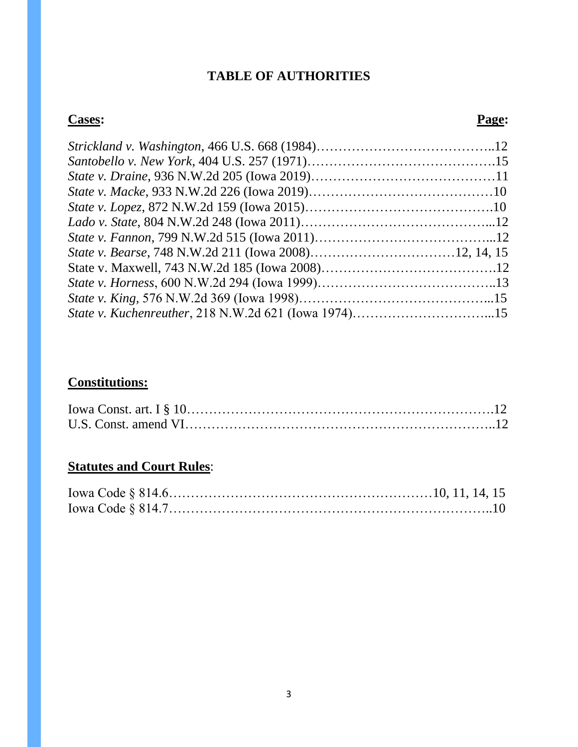# TABLE OF AUTHORITIES

| **Cases:** | **Page:** |
|---|---|
| *Strickland v. Washington*, 466 U.S. 668 (1984) | 12 |
| *Santobello v. New York*, 404 U.S. 257 (1971) | 15 |
| *State v. Draine*, 936 N.W.2d 205 (Iowa 2019) | 11 |
| *State v. Macke*, 933 N.W.2d 226 (Iowa 2019) | 10 |
| *State v. Lopez*, 872 N.W.2d 159 (Iowa 2015) | 10 |
| *Lado v. State*, 804 N.W.2d 248 (Iowa 2011) | 12 |
| *State v. Fannon*, 799 N.W.2d 515 (Iowa 2011) | 12 |
| *State v. Bearse*, 748 N.W.2d 211 (Iowa 2008) | 12, 14, 15 |
| State v. Maxwell, 743 N.W.2d 185 (Iowa 2008) | 12 |
| *State v. Horness*, 600 N.W.2d 294 (Iowa 1999) | 13 |
| *State v. King*, 576 N.W.2d 369 (Iowa 1998) | 15 |
| *State v. Kuchenreuther*, 218 N.W.2d 621 (Iowa 1974) | 15 |

| **Constitutions:** | |
|---|---|
| Iowa Const. art. I § 10 | 12 |
| U.S. Const. amend VI | 12 |

| **Statutes and Court Rules**: | |
|---|---|
| Iowa Code § 814.6 | 10, 11, 14, 15 |
| Iowa Code § 814.7 | 10 |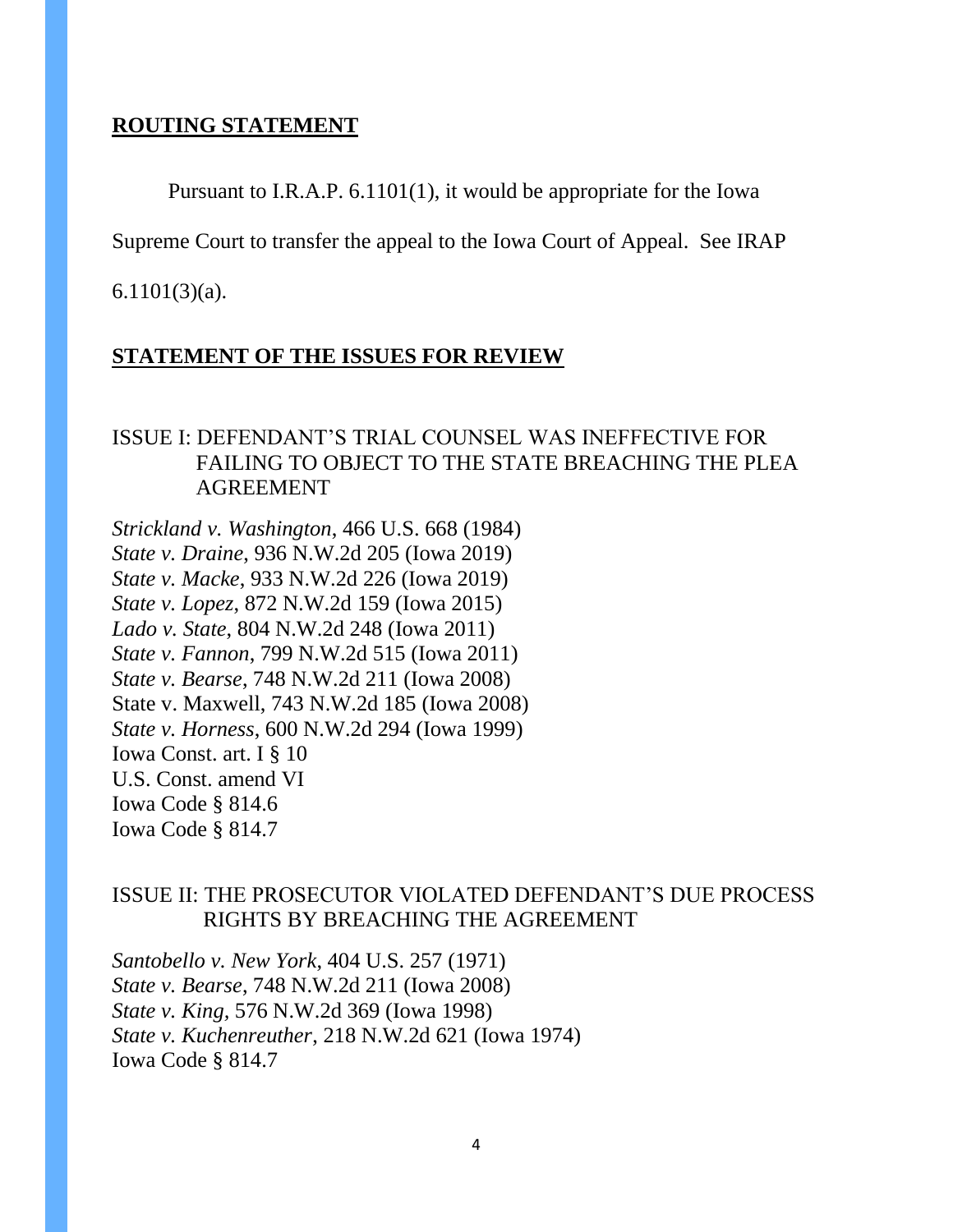## **ROUTING STATEMENT**

Pursuant to I.R.A.P. 6.1101(1), it would be appropriate for the Iowa Supreme Court to transfer the appeal to the Iowa Court of Appeal. See IRAP 6.1101(3)(a).

## **STATEMENT OF THE ISSUES FOR REVIEW**

ISSUE I: DEFENDANT'S TRIAL COUNSEL WAS INEFFECTIVE FOR FAILING TO OBJECT TO THE STATE BREACHING THE PLEA AGREEMENT

*Strickland v. Washington*, 466 U.S. 668 (1984)
*State v. Draine*, 936 N.W.2d 205 (Iowa 2019)
*State v. Macke,* 933 N.W.2d 226 (Iowa 2019)
*State v. Lopez,* 872 N.W.2d 159 (Iowa 2015)
*Lado v. State,* 804 N.W.2d 248 (Iowa 2011)
*State v. Fannon*, 799 N.W.2d 515 (Iowa 2011)
*State v. Bearse*, 748 N.W.2d 211 (Iowa 2008)
State v. Maxwell, 743 N.W.2d 185 (Iowa 2008)
*State v. Horness*, 600 N.W.2d 294 (Iowa 1999)
Iowa Const. art. I § 10
U.S. Const. amend VI
Iowa Code § 814.6
Iowa Code § 814.7

ISSUE II: THE PROSECUTOR VIOLATED DEFENDANT'S DUE PROCESS RIGHTS BY BREACHING THE AGREEMENT

*Santobello v. New York*, 404 U.S. 257 (1971)
*State v. Bearse*, 748 N.W.2d 211 (Iowa 2008)
*State v. King,* 576 N.W.2d 369 (Iowa 1998)
*State v. Kuchenreuther*, 218 N.W.2d 621 (Iowa 1974)
Iowa Code § 814.7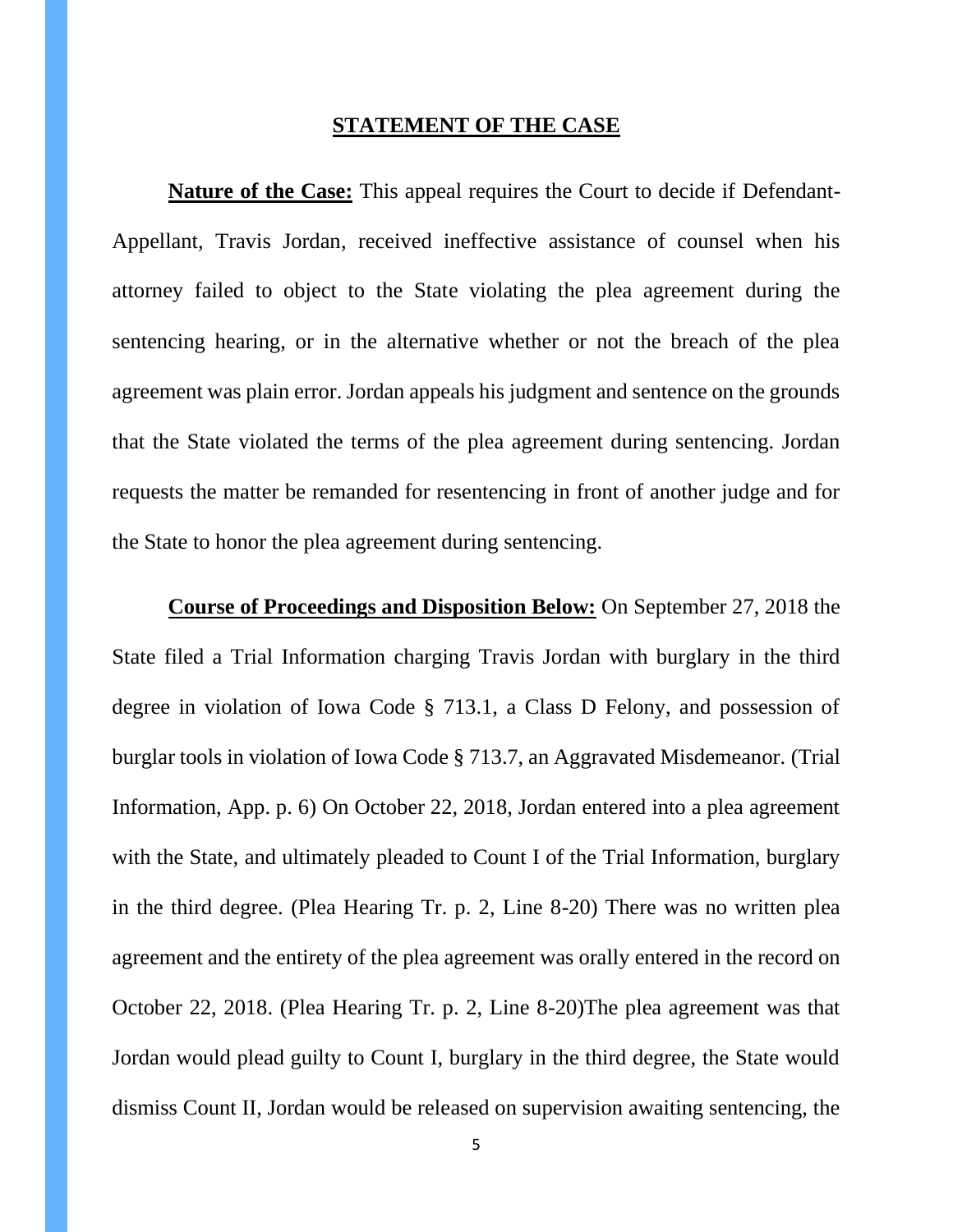## STATEMENT OF THE CASE

**Nature of the Case:** This appeal requires the Court to decide if Defendant-Appellant, Travis Jordan, received ineffective assistance of counsel when his attorney failed to object to the State violating the plea agreement during the sentencing hearing, or in the alternative whether or not the breach of the plea agreement was plain error. Jordan appeals his judgment and sentence on the grounds that the State violated the terms of the plea agreement during sentencing. Jordan requests the matter be remanded for resentencing in front of another judge and for the State to honor the plea agreement during sentencing.

**Course of Proceedings and Disposition Below:** On September 27, 2018 the State filed a Trial Information charging Travis Jordan with burglary in the third degree in violation of Iowa Code § 713.1, a Class D Felony, and possession of burglar tools in violation of Iowa Code § 713.7, an Aggravated Misdemeanor. (Trial Information, App. p. 6) On October 22, 2018, Jordan entered into a plea agreement with the State, and ultimately pleaded to Count I of the Trial Information, burglary in the third degree. (Plea Hearing Tr. p. 2, Line 8-20) There was no written plea agreement and the entirety of the plea agreement was orally entered in the record on October 22, 2018. (Plea Hearing Tr. p. 2, Line 8-20)The plea agreement was that Jordan would plead guilty to Count I, burglary in the third degree, the State would dismiss Count II, Jordan would be released on supervision awaiting sentencing, the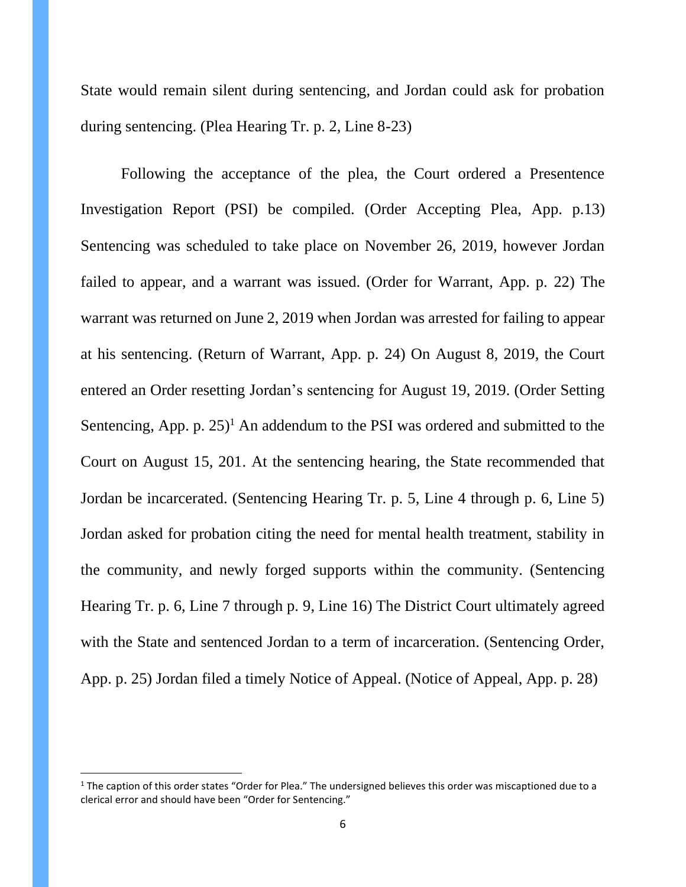State would remain silent during sentencing, and Jordan could ask for probation during sentencing. (Plea Hearing Tr. p. 2, Line 8-23)

Following the acceptance of the plea, the Court ordered a Presentence Investigation Report (PSI) be compiled. (Order Accepting Plea, App. p.13) Sentencing was scheduled to take place on November 26, 2019, however Jordan failed to appear, and a warrant was issued. (Order for Warrant, App. p. 22) The warrant was returned on June 2, 2019 when Jordan was arrested for failing to appear at his sentencing. (Return of Warrant, App. p. 24) On August 8, 2019, the Court entered an Order resetting Jordan's sentencing for August 19, 2019. (Order Setting Sentencing, App. p. 25)[1] An addendum to the PSI was ordered and submitted to the Court on August 15, 201. At the sentencing hearing, the State recommended that Jordan be incarcerated. (Sentencing Hearing Tr. p. 5, Line 4 through p. 6, Line 5) Jordan asked for probation citing the need for mental health treatment, stability in the community, and newly forged supports within the community. (Sentencing Hearing Tr. p. 6, Line 7 through p. 9, Line 16) The District Court ultimately agreed with the State and sentenced Jordan to a term of incarceration. (Sentencing Order, App. p. 25) Jordan filed a timely Notice of Appeal. (Notice of Appeal, App. p. 28)

---

[1] The caption of this order states "Order for Plea." The undersigned believes this order was miscaptioned due to a clerical error and should have been "Order for Sentencing."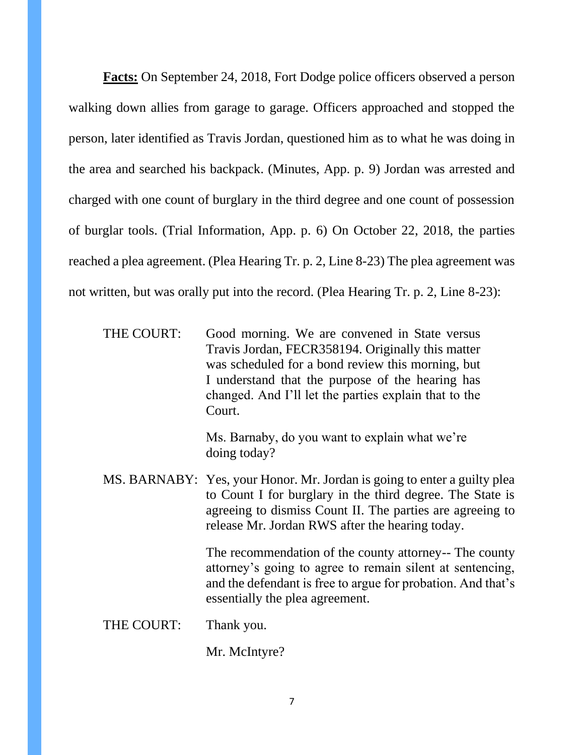**Facts:** On September 24, 2018, Fort Dodge police officers observed a person walking down allies from garage to garage. Officers approached and stopped the person, later identified as Travis Jordan, questioned him as to what he was doing in the area and searched his backpack. (Minutes, App. p. 9) Jordan was arrested and charged with one count of burglary in the third degree and one count of possession of burglar tools. (Trial Information, App. p. 6) On October 22, 2018, the parties reached a plea agreement. (Plea Hearing Tr. p. 2, Line 8-23) The plea agreement was not written, but was orally put into the record. (Plea Hearing Tr. p. 2, Line 8-23):

> THE COURT: Good morning. We are convened in State versus Travis Jordan, FECR358194. Originally this matter was scheduled for a bond review this morning, but I understand that the purpose of the hearing has changed. And I'll let the parties explain that to the Court.
>
> Ms. Barnaby, do you want to explain what we're doing today?
>
> MS. BARNABY: Yes, your Honor. Mr. Jordan is going to enter a guilty plea to Count I for burglary in the third degree. The State is agreeing to dismiss Count II. The parties are agreeing to release Mr. Jordan RWS after the hearing today.
>
> The recommendation of the county attorney-- The county attorney's going to agree to remain silent at sentencing, and the defendant is free to argue for probation. And that's essentially the plea agreement.
>
> THE COURT: Thank you.
>
> Mr. McIntyre?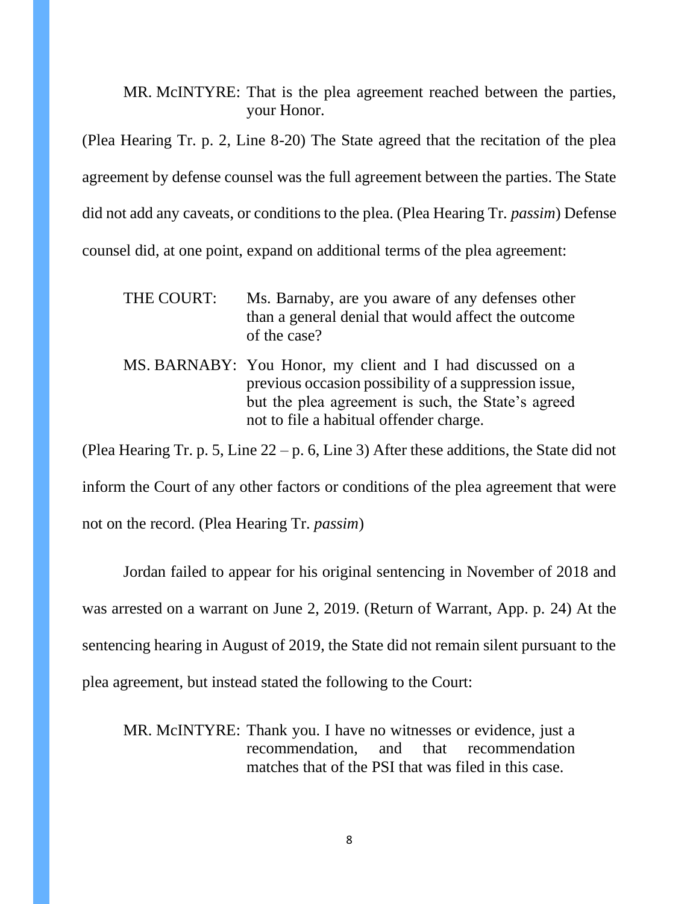MR. McINTYRE: That is the plea agreement reached between the parties, your Honor.

(Plea Hearing Tr. p. 2, Line 8-20) The State agreed that the recitation of the plea agreement by defense counsel was the full agreement between the parties. The State did not add any caveats, or conditions to the plea. (Plea Hearing Tr. *passim*) Defense counsel did, at one point, expand on additional terms of the plea agreement:

> THE COURT: Ms. Barnaby, are you aware of any defenses other than a general denial that would affect the outcome of the case?
>
> MS. BARNABY: You Honor, my client and I had discussed on a previous occasion possibility of a suppression issue, but the plea agreement is such, the State's agreed not to file a habitual offender charge.

(Plea Hearing Tr. p. 5, Line 22 – p. 6, Line 3) After these additions, the State did not inform the Court of any other factors or conditions of the plea agreement that were not on the record. (Plea Hearing Tr. *passim*)

Jordan failed to appear for his original sentencing in November of 2018 and was arrested on a warrant on June 2, 2019. (Return of Warrant, App. p. 24) At the sentencing hearing in August of 2019, the State did not remain silent pursuant to the plea agreement, but instead stated the following to the Court:

> MR. McINTYRE: Thank you. I have no witnesses or evidence, just a recommendation, and that recommendation matches that of the PSI that was filed in this case.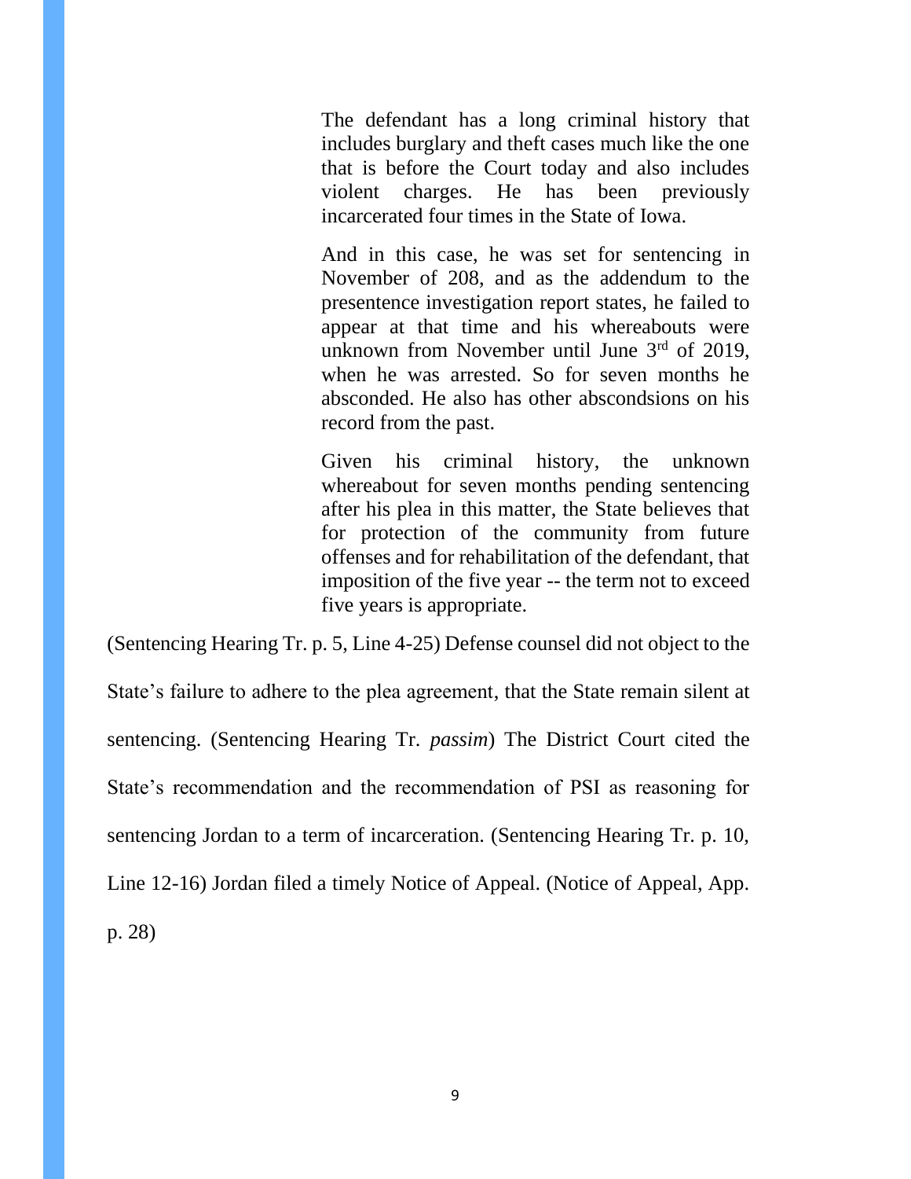> The defendant has a long criminal history that includes burglary and theft cases much like the one that is before the Court today and also includes violent charges. He has been previously incarcerated four times in the State of Iowa.
>
> And in this case, he was set for sentencing in November of 208, and as the addendum to the presentence investigation report states, he failed to appear at that time and his whereabouts were unknown from November until June 3rd of 2019, when he was arrested. So for seven months he absconded. He also has other abscondsions on his record from the past.
>
> Given his criminal history, the unknown whereabout for seven months pending sentencing after his plea in this matter, the State believes that for protection of the community from future offenses and for rehabilitation of the defendant, that imposition of the five year -- the term not to exceed five years is appropriate.

(Sentencing Hearing Tr. p. 5, Line 4-25) Defense counsel did not object to the State's failure to adhere to the plea agreement, that the State remain silent at sentencing. (Sentencing Hearing Tr. *passim*) The District Court cited the State's recommendation and the recommendation of PSI as reasoning for sentencing Jordan to a term of incarceration. (Sentencing Hearing Tr. p. 10, Line 12-16) Jordan filed a timely Notice of Appeal. (Notice of Appeal, App. p. 28)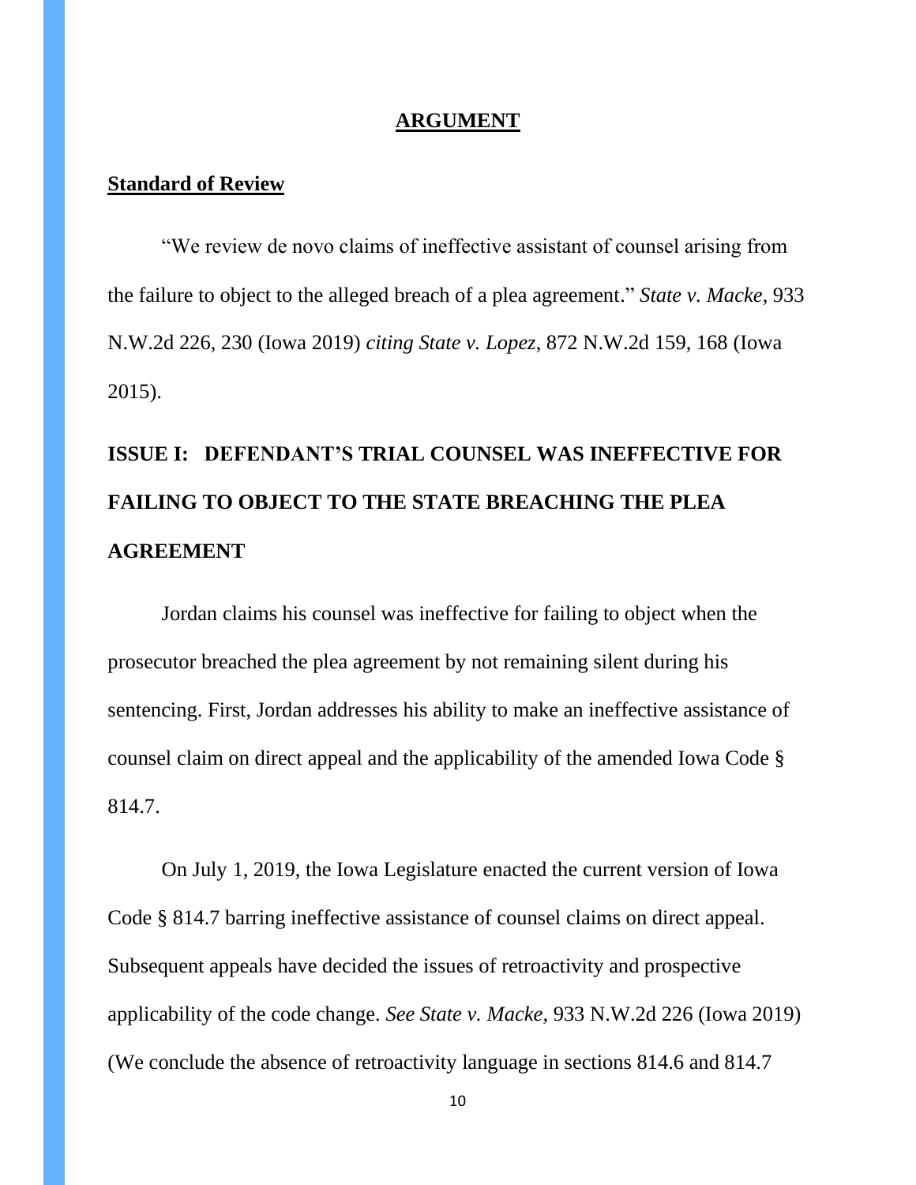## ARGUMENT

**Standard of Review**

"We review de novo claims of ineffective assistant of counsel arising from the failure to object to the alleged breach of a plea agreement." *State v. Macke*, 933 N.W.2d 226, 230 (Iowa 2019) *citing State v. Lopez*, 872 N.W.2d 159, 168 (Iowa 2015).

**ISSUE I: DEFENDANT'S TRIAL COUNSEL WAS INEFFECTIVE FOR FAILING TO OBJECT TO THE STATE BREACHING THE PLEA AGREEMENT**

Jordan claims his counsel was ineffective for failing to object when the prosecutor breached the plea agreement by not remaining silent during his sentencing. First, Jordan addresses his ability to make an ineffective assistance of counsel claim on direct appeal and the applicability of the amended Iowa Code § 814.7.

On July 1, 2019, the Iowa Legislature enacted the current version of Iowa Code § 814.7 barring ineffective assistance of counsel claims on direct appeal. Subsequent appeals have decided the issues of retroactivity and prospective applicability of the code change. *See State v. Macke,* 933 N.W.2d 226 (Iowa 2019) (We conclude the absence of retroactivity language in sections 814.6 and 814.7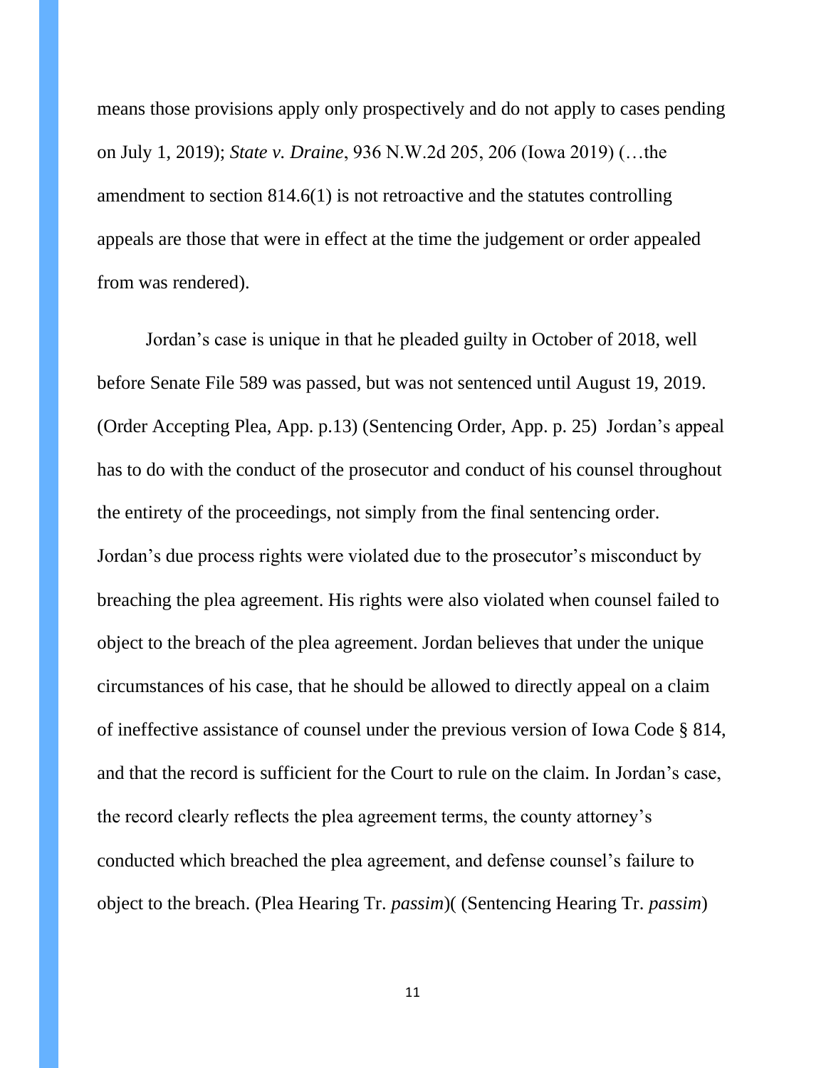means those provisions apply only prospectively and do not apply to cases pending on July 1, 2019); *State v. Draine*, 936 N.W.2d 205, 206 (Iowa 2019) (…the amendment to section 814.6(1) is not retroactive and the statutes controlling appeals are those that were in effect at the time the judgement or order appealed from was rendered).

Jordan's case is unique in that he pleaded guilty in October of 2018, well before Senate File 589 was passed, but was not sentenced until August 19, 2019. (Order Accepting Plea, App. p.13) (Sentencing Order, App. p. 25) Jordan's appeal has to do with the conduct of the prosecutor and conduct of his counsel throughout the entirety of the proceedings, not simply from the final sentencing order. Jordan's due process rights were violated due to the prosecutor's misconduct by breaching the plea agreement. His rights were also violated when counsel failed to object to the breach of the plea agreement. Jordan believes that under the unique circumstances of his case, that he should be allowed to directly appeal on a claim of ineffective assistance of counsel under the previous version of Iowa Code § 814, and that the record is sufficient for the Court to rule on the claim. In Jordan's case, the record clearly reflects the plea agreement terms, the county attorney's conducted which breached the plea agreement, and defense counsel's failure to object to the breach. (Plea Hearing Tr. *passim*)( (Sentencing Hearing Tr. *passim*)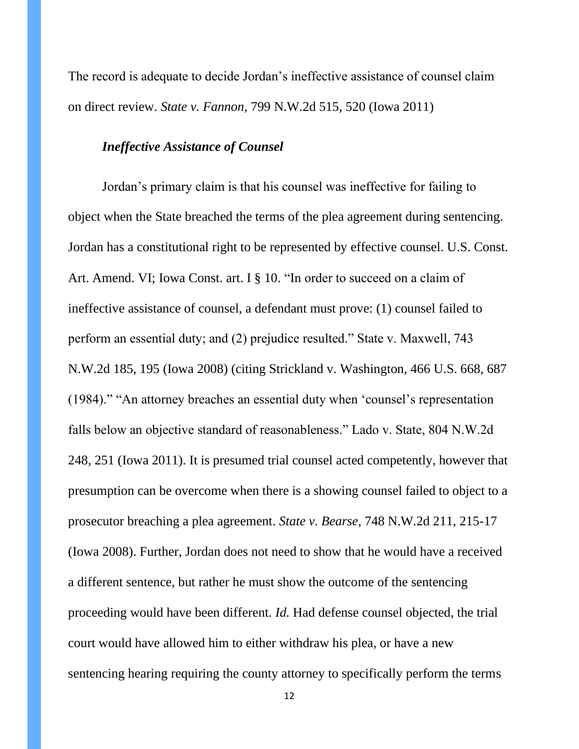The record is adequate to decide Jordan's ineffective assistance of counsel claim on direct review. *State v. Fannon*, 799 N.W.2d 515, 520 (Iowa 2011)

***Ineffective Assistance of Counsel***

Jordan's primary claim is that his counsel was ineffective for failing to object when the State breached the terms of the plea agreement during sentencing. Jordan has a constitutional right to be represented by effective counsel. U.S. Const. Art. Amend. VI; Iowa Const. art. I § 10. "In order to succeed on a claim of ineffective assistance of counsel, a defendant must prove: (1) counsel failed to perform an essential duty; and (2) prejudice resulted." State v. Maxwell, 743 N.W.2d 185, 195 (Iowa 2008) (citing Strickland v. Washington, 466 U.S. 668, 687 (1984)." "An attorney breaches an essential duty when 'counsel's representation falls below an objective standard of reasonableness." Lado v. State, 804 N.W.2d 248, 251 (Iowa 2011). It is presumed trial counsel acted competently, however that presumption can be overcome when there is a showing counsel failed to object to a prosecutor breaching a plea agreement. *State v. Bearse*, 748 N.W.2d 211, 215-17 (Iowa 2008). Further, Jordan does not need to show that he would have a received a different sentence, but rather he must show the outcome of the sentencing proceeding would have been different. *Id.* Had defense counsel objected, the trial court would have allowed him to either withdraw his plea, or have a new sentencing hearing requiring the county attorney to specifically perform the terms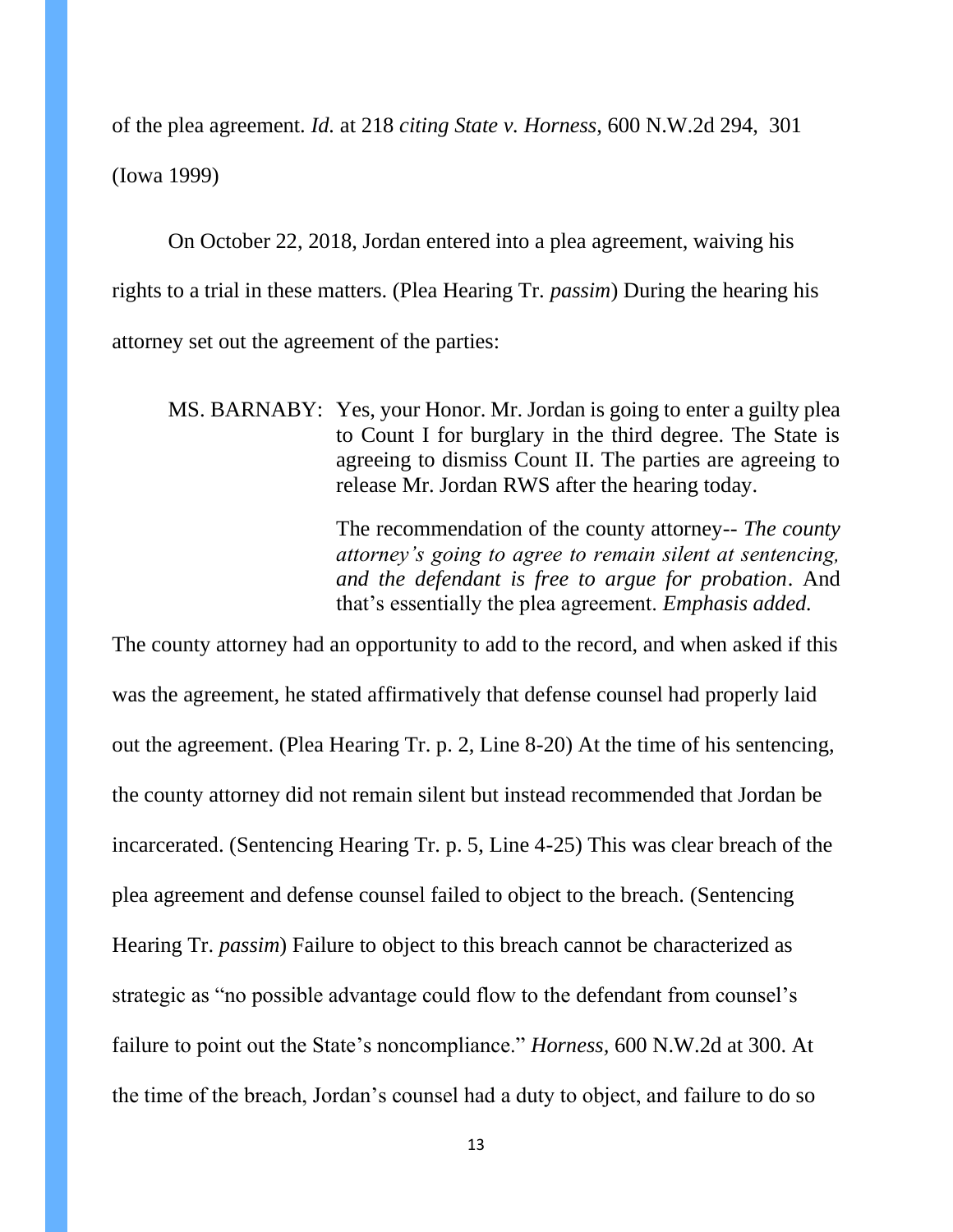of the plea agreement. *Id.* at 218 *citing State v. Horness*, 600 N.W.2d 294, 301 (Iowa 1999)

On October 22, 2018, Jordan entered into a plea agreement, waiving his rights to a trial in these matters. (Plea Hearing Tr. *passim*) During the hearing his attorney set out the agreement of the parties:

> MS. BARNABY: Yes, your Honor. Mr. Jordan is going to enter a guilty plea to Count I for burglary in the third degree. The State is agreeing to dismiss Count II. The parties are agreeing to release Mr. Jordan RWS after the hearing today.
>
> The recommendation of the county attorney-- *The county attorney's going to agree to remain silent at sentencing, and the defendant is free to argue for probation*. And that's essentially the plea agreement. *Emphasis added.*

The county attorney had an opportunity to add to the record, and when asked if this was the agreement, he stated affirmatively that defense counsel had properly laid out the agreement. (Plea Hearing Tr. p. 2, Line 8-20) At the time of his sentencing, the county attorney did not remain silent but instead recommended that Jordan be incarcerated. (Sentencing Hearing Tr. p. 5, Line 4-25) This was clear breach of the plea agreement and defense counsel failed to object to the breach. (Sentencing Hearing Tr. *passim*) Failure to object to this breach cannot be characterized as strategic as "no possible advantage could flow to the defendant from counsel's failure to point out the State's noncompliance." *Horness,* 600 N.W.2d at 300. At the time of the breach, Jordan's counsel had a duty to object, and failure to do so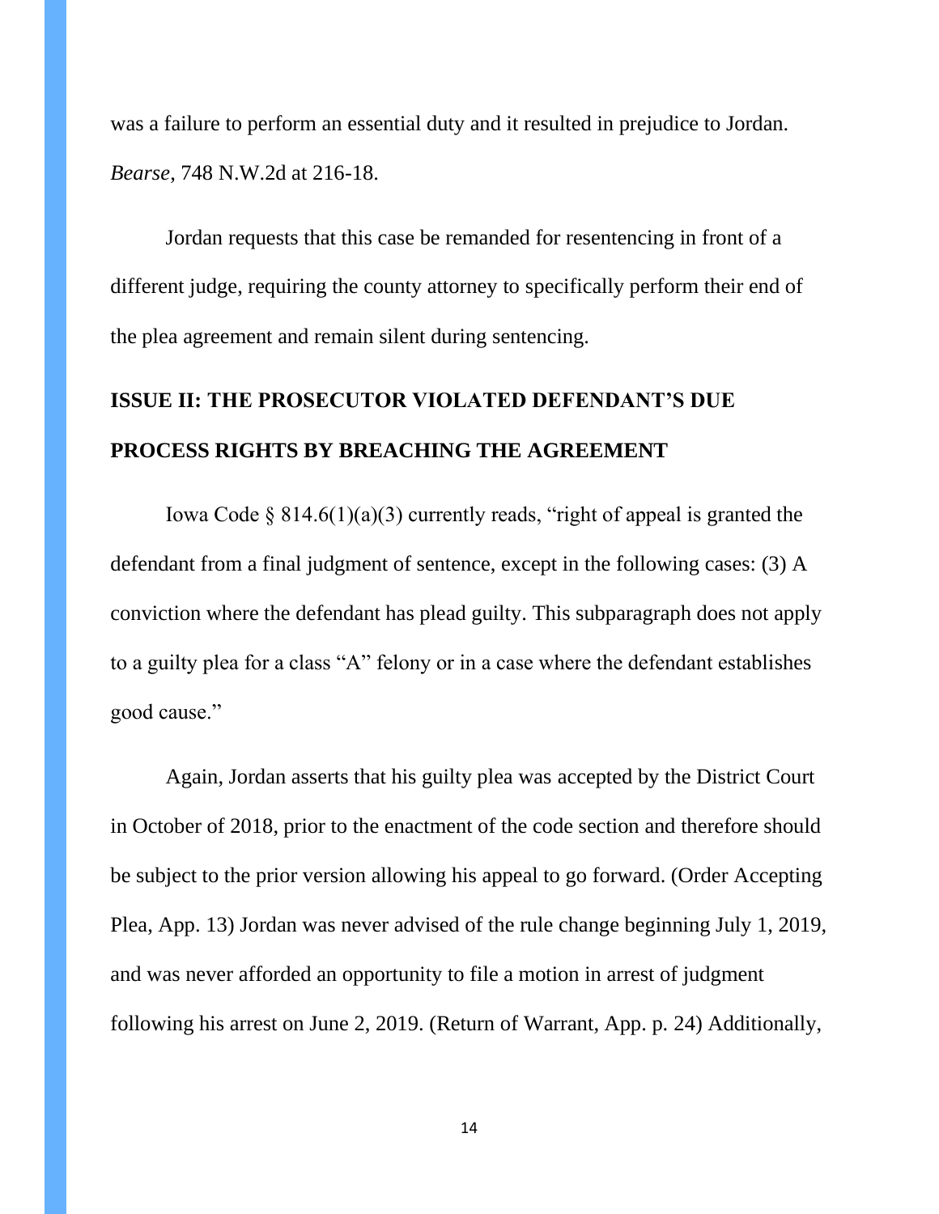was a failure to perform an essential duty and it resulted in prejudice to Jordan. *Bearse*, 748 N.W.2d at 216-18.

Jordan requests that this case be remanded for resentencing in front of a different judge, requiring the county attorney to specifically perform their end of the plea agreement and remain silent during sentencing.

## ISSUE II: THE PROSECUTOR VIOLATED DEFENDANT'S DUE PROCESS RIGHTS BY BREACHING THE AGREEMENT

Iowa Code § 814.6(1)(a)(3) currently reads, "right of appeal is granted the defendant from a final judgment of sentence, except in the following cases: (3) A conviction where the defendant has plead guilty. This subparagraph does not apply to a guilty plea for a class "A" felony or in a case where the defendant establishes good cause."

Again, Jordan asserts that his guilty plea was accepted by the District Court in October of 2018, prior to the enactment of the code section and therefore should be subject to the prior version allowing his appeal to go forward. (Order Accepting Plea, App. 13) Jordan was never advised of the rule change beginning July 1, 2019, and was never afforded an opportunity to file a motion in arrest of judgment following his arrest on June 2, 2019. (Return of Warrant, App. p. 24) Additionally,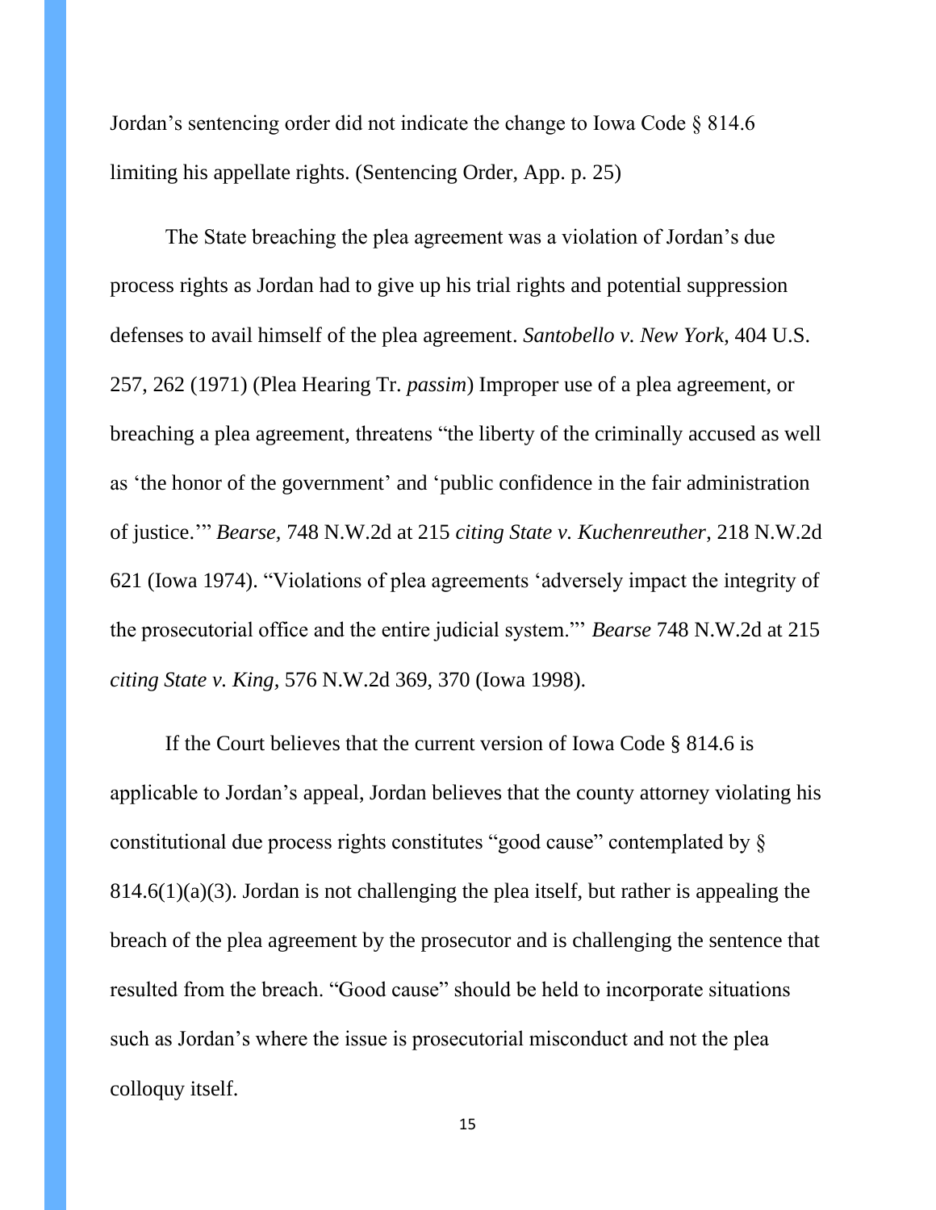Jordan's sentencing order did not indicate the change to Iowa Code § 814.6 limiting his appellate rights. (Sentencing Order, App. p. 25)

The State breaching the plea agreement was a violation of Jordan's due process rights as Jordan had to give up his trial rights and potential suppression defenses to avail himself of the plea agreement. *Santobello v. New York*, 404 U.S. 257, 262 (1971) (Plea Hearing Tr. *passim*) Improper use of a plea agreement, or breaching a plea agreement, threatens "the liberty of the criminally accused as well as 'the honor of the government' and 'public confidence in the fair administration of justice.'" *Bearse,* 748 N.W.2d at 215 *citing State v. Kuchenreuther*, 218 N.W.2d 621 (Iowa 1974). "Violations of plea agreements 'adversely impact the integrity of the prosecutorial office and the entire judicial system.'" *Bearse* 748 N.W.2d at 215 *citing State v. King,* 576 N.W.2d 369, 370 (Iowa 1998).

If the Court believes that the current version of Iowa Code § 814.6 is applicable to Jordan's appeal, Jordan believes that the county attorney violating his constitutional due process rights constitutes "good cause" contemplated by § 814.6(1)(a)(3). Jordan is not challenging the plea itself, but rather is appealing the breach of the plea agreement by the prosecutor and is challenging the sentence that resulted from the breach. "Good cause" should be held to incorporate situations such as Jordan's where the issue is prosecutorial misconduct and not the plea colloquy itself.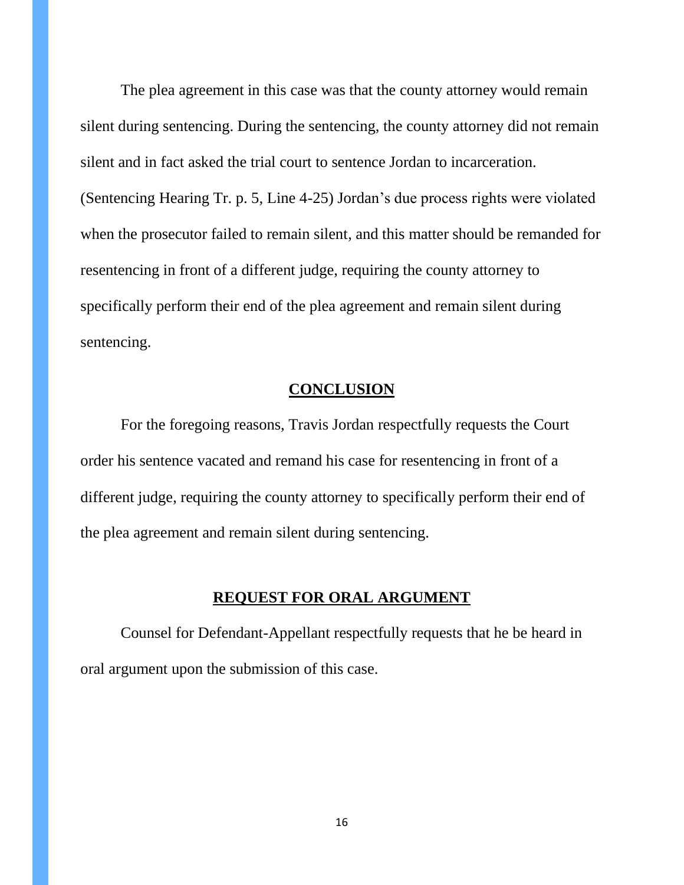The plea agreement in this case was that the county attorney would remain silent during sentencing. During the sentencing, the county attorney did not remain silent and in fact asked the trial court to sentence Jordan to incarceration. (Sentencing Hearing Tr. p. 5, Line 4-25) Jordan's due process rights were violated when the prosecutor failed to remain silent, and this matter should be remanded for resentencing in front of a different judge, requiring the county attorney to specifically perform their end of the plea agreement and remain silent during sentencing.

## CONCLUSION

For the foregoing reasons, Travis Jordan respectfully requests the Court order his sentence vacated and remand his case for resentencing in front of a different judge, requiring the county attorney to specifically perform their end of the plea agreement and remain silent during sentencing.

## REQUEST FOR ORAL ARGUMENT

Counsel for Defendant-Appellant respectfully requests that he be heard in oral argument upon the submission of this case.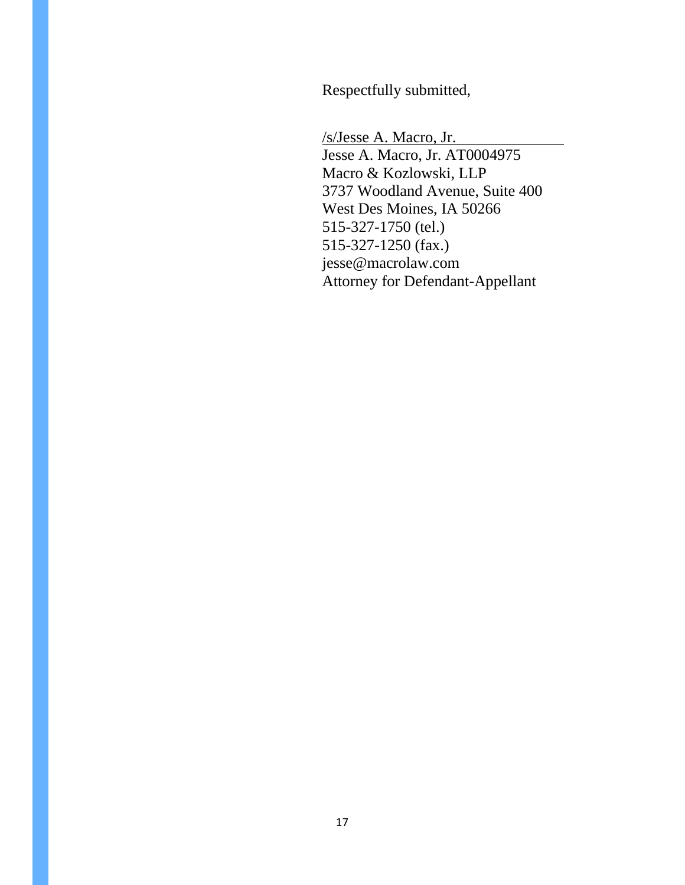Respectfully submitted,

/s/Jesse A. Macro, Jr.
Jesse A. Macro, Jr. AT0004975
Macro & Kozlowski, LLP
3737 Woodland Avenue, Suite 400
West Des Moines, IA 50266
515-327-1750 (tel.)
515-327-1250 (fax.)
jesse@macrolaw.com
Attorney for Defendant-Appellant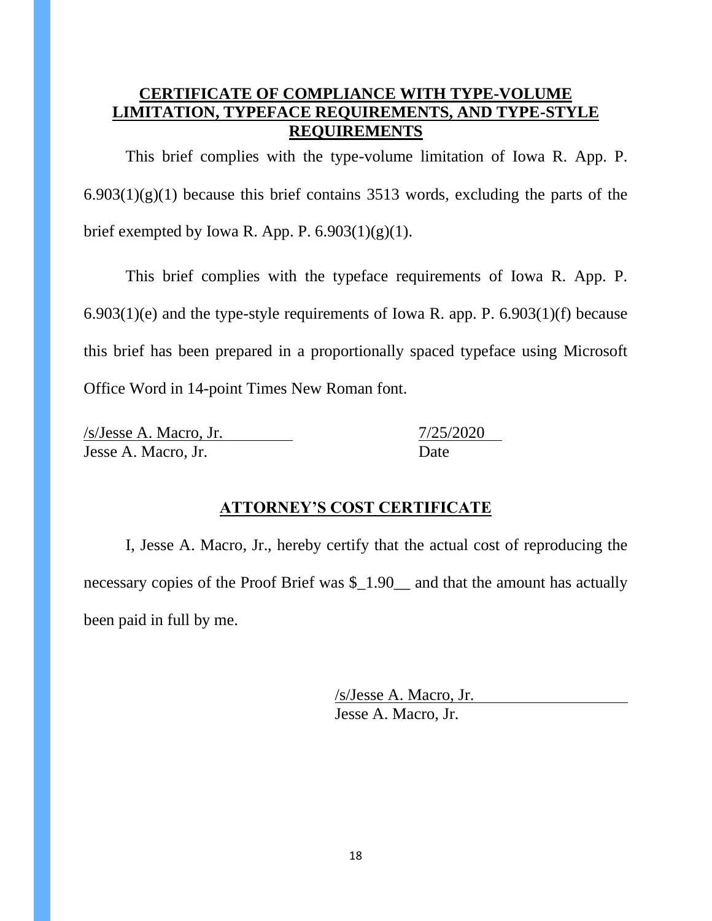## CERTIFICATE OF COMPLIANCE WITH TYPE-VOLUME LIMITATION, TYPEFACE REQUIREMENTS, AND TYPE-STYLE REQUIREMENTS

This brief complies with the type-volume limitation of Iowa R. App. P. 6.903(1)(g)(1) because this brief contains 3513 words, excluding the parts of the brief exempted by Iowa R. App. P. 6.903(1)(g)(1).

This brief complies with the typeface requirements of Iowa R. App. P. 6.903(1)(e) and the type-style requirements of Iowa R. app. P. 6.903(1)(f) because this brief has been prepared in a proportionally spaced typeface using Microsoft Office Word in 14-point Times New Roman font.

/s/Jesse A. Macro, Jr.  
Jesse A. Macro, Jr.

7/25/2020  
Date

## ATTORNEY'S COST CERTIFICATE

I, Jesse A. Macro, Jr., hereby certify that the actual cost of reproducing the necessary copies of the Proof Brief was $_1.90__ and that the amount has actually been paid in full by me.

/s/Jesse A. Macro, Jr.  
Jesse A. Macro, Jr.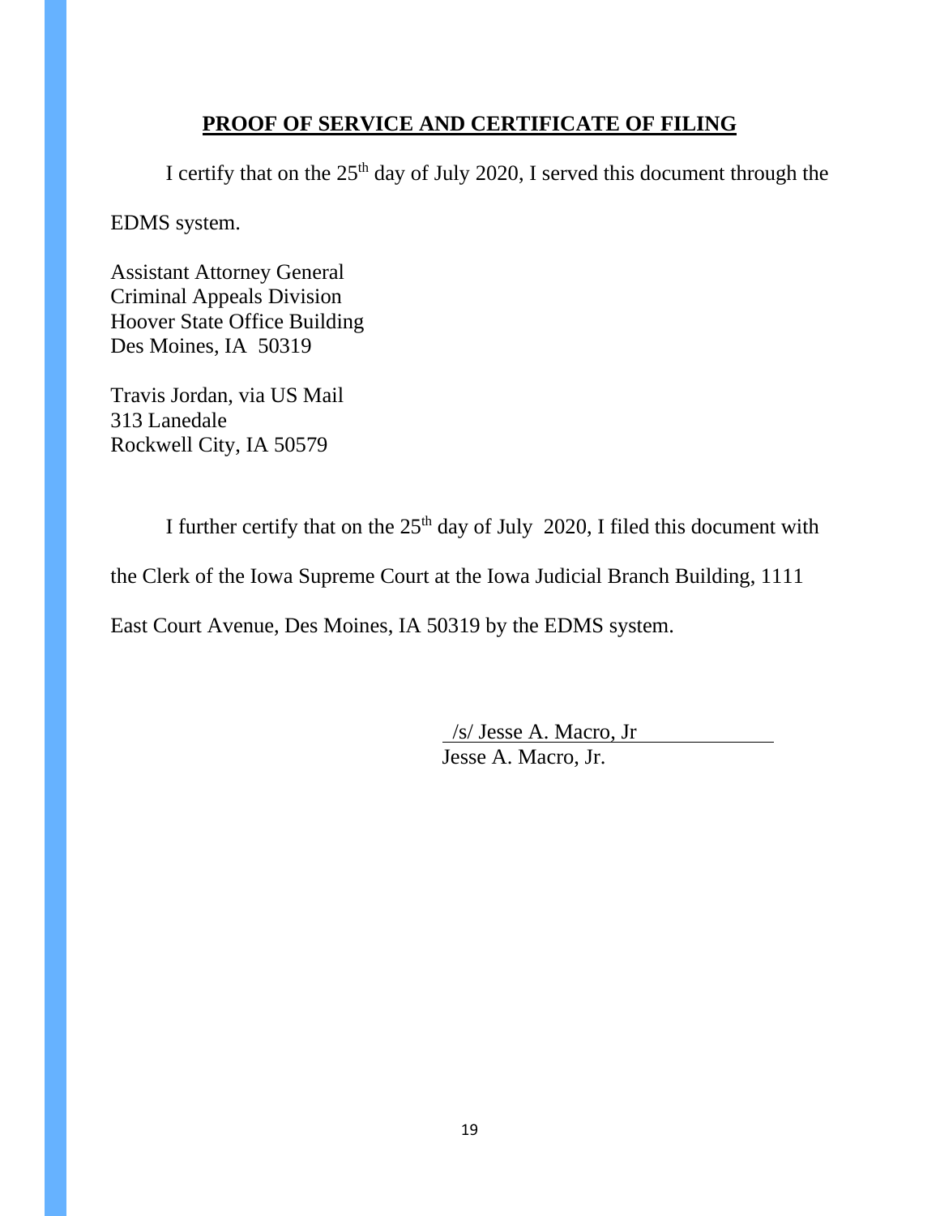## PROOF OF SERVICE AND CERTIFICATE OF FILING

I certify that on the 25th day of July 2020, I served this document through the EDMS system.

Assistant Attorney General
Criminal Appeals Division
Hoover State Office Building
Des Moines, IA 50319

Travis Jordan, via US Mail
313 Lanedale
Rockwell City, IA 50579

I further certify that on the 25th day of July 2020, I filed this document with the Clerk of the Iowa Supreme Court at the Iowa Judicial Branch Building, 1111 East Court Avenue, Des Moines, IA 50319 by the EDMS system.

/s/ Jesse A. Macro, Jr
Jesse A. Macro, Jr.